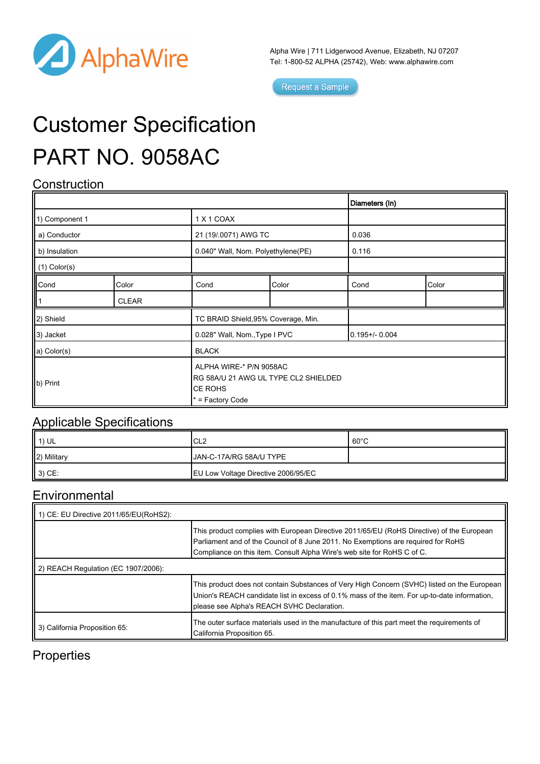AlphaWire

Alpha Wire | 711 Lidgerwood Avenue, Elizabeth, NJ 07207
Tel: 1-800-52 ALPHA (25742), Web: www.alphawire.com

Request a Sample

# Customer Specification

# PART NO. 9058AC

## Construction

| | | Diameters (In) |
|---|---|---|
| 1) Component 1 | 1 X 1 COAX | |
| a) Conductor | 21 (19/.0071) AWG TC | 0.036 |
| b) Insulation | 0.040" Wall, Nom. Polyethylene(PE) | 0.116 |
| (1) Color(s) | | |

| Cond | Color | Cond | Color | Cond | Color |
|---|---|---|---|---|---|
| 1 | CLEAR | | | | |

| | | |
|---|---|---|
| 2) Shield | TC BRAID Shield,95% Coverage, Min. | |
| 3) Jacket | 0.028" Wall, Nom.,Type I PVC | 0.195+/- 0.004 |
| a) Color(s) | BLACK | |
| b) Print | ALPHA WIRE-* P/N 9058AC<br>RG 58A/U 21 AWG UL TYPE CL2 SHIELDED<br>CE ROHS<br>* = Factory Code | |

## Applicable Specifications

| | | |
|---|---|---|
| 1) UL | CL2 | 60°C |
| 2) Military | JAN-C-17A/RG 58A/U TYPE | |
| 3) CE: | EU Low Voltage Directive 2006/95/EC | |

## Environmental

| | |
|---|---|
| 1) CE: EU Directive 2011/65/EU(RoHS2): | |
| | This product complies with European Directive 2011/65/EU (RoHS Directive) of the European Parliament and of the Council of 8 June 2011. No Exemptions are required for RoHS Compliance on this item. Consult Alpha Wire's web site for RoHS C of C. |
| 2) REACH Regulation (EC 1907/2006): | |
| | This product does not contain Substances of Very High Concern (SVHC) listed on the European Union's REACH candidate list in excess of 0.1% mass of the item. For up-to-date information, please see Alpha's REACH SVHC Declaration. |
| 3) California Proposition 65: | The outer surface materials used in the manufacture of this part meet the requirements of California Proposition 65. |

## Properties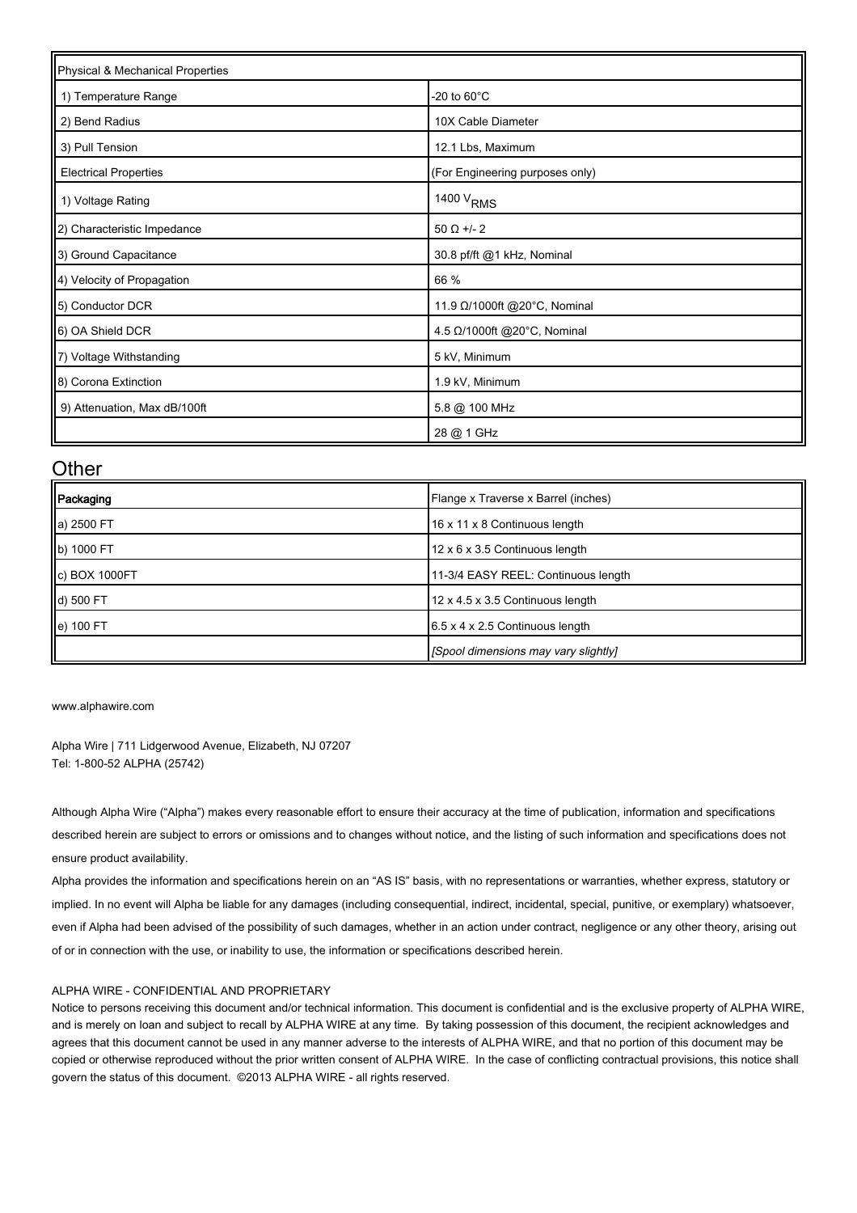| Physical & Mechanical Properties | |
|---|---|
| 1) Temperature Range | -20 to 60°C |
| 2) Bend Radius | 10X Cable Diameter |
| 3) Pull Tension | 12.1 Lbs, Maximum |
| Electrical Properties | (For Engineering purposes only) |
| 1) Voltage Rating | 1400 $V_{RMS}$ |
| 2) Characteristic Impedance | 50 Ω +/- 2 |
| 3) Ground Capacitance | 30.8 pf/ft @1 kHz, Nominal |
| 4) Velocity of Propagation | 66 % |
| 5) Conductor DCR | 11.9 Ω/1000ft @20°C, Nominal |
| 6) OA Shield DCR | 4.5 Ω/1000ft @20°C, Nominal |
| 7) Voltage Withstanding | 5 kV, Minimum |
| 8) Corona Extinction | 1.9 kV, Minimum |
| 9) Attenuation, Max dB/100ft | 5.8 @ 100 MHz |
| | 28 @ 1 GHz |

## Other

| Packaging | Flange x Traverse x Barrel (inches) |
|---|---|
| a) 2500 FT | 16 x 11 x 8 Continuous length |
| b) 1000 FT | 12 x 6 x 3.5 Continuous length |
| c) BOX 1000FT | 11-3/4 EASY REEL: Continuous length |
| d) 500 FT | 12 x 4.5 x 3.5 Continuous length |
| e) 100 FT | 6.5 x 4 x 2.5 Continuous length |
| | *[Spool dimensions may vary slightly]* |

www.alphawire.com

Alpha Wire | 711 Lidgerwood Avenue, Elizabeth, NJ 07207
Tel: 1-800-52 ALPHA (25742)

Although Alpha Wire ("Alpha") makes every reasonable effort to ensure their accuracy at the time of publication, information and specifications described herein are subject to errors or omissions and to changes without notice, and the listing of such information and specifications does not ensure product availability.

Alpha provides the information and specifications herein on an "AS IS" basis, with no representations or warranties, whether express, statutory or implied. In no event will Alpha be liable for any damages (including consequential, indirect, incidental, special, punitive, or exemplary) whatsoever, even if Alpha had been advised of the possibility of such damages, whether in an action under contract, negligence or any other theory, arising out of or in connection with the use, or inability to use, the information or specifications described herein.

ALPHA WIRE - CONFIDENTIAL AND PROPRIETARY
Notice to persons receiving this document and/or technical information. This document is confidential and is the exclusive property of ALPHA WIRE, and is merely on loan and subject to recall by ALPHA WIRE at any time. By taking possession of this document, the recipient acknowledges and agrees that this document cannot be used in any manner adverse to the interests of ALPHA WIRE, and that no portion of this document may be copied or otherwise reproduced without the prior written consent of ALPHA WIRE. In the case of conflicting contractual provisions, this notice shall govern the status of this document. ©2013 ALPHA WIRE - all rights reserved.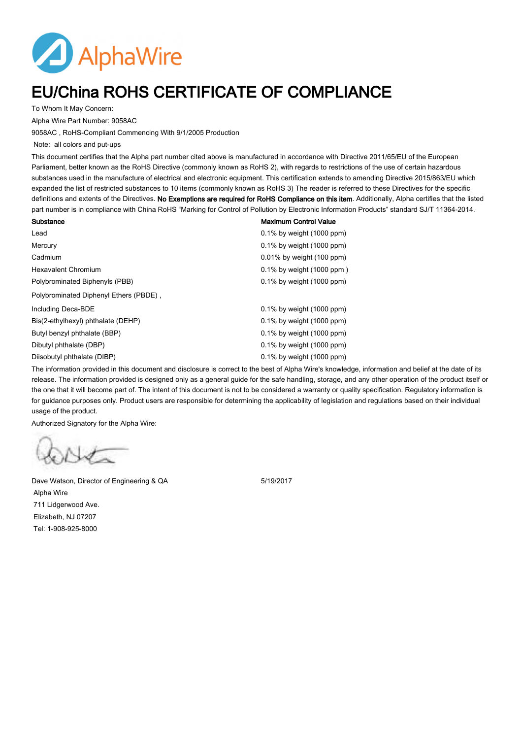AlphaWire

# EU/China ROHS CERTIFICATE OF COMPLIANCE

To Whom It May Concern:

Alpha Wire Part Number: 9058AC

9058AC , RoHS-Compliant Commencing With 9/1/2005 Production

Note: all colors and put-ups

This document certifies that the Alpha part number cited above is manufactured in accordance with Directive 2011/65/EU of the European Parliament, better known as the RoHS Directive (commonly known as RoHS 2), with regards to restrictions of the use of certain hazardous substances used in the manufacture of electrical and electronic equipment. This certification extends to amending Directive 2015/863/EU which expanded the list of restricted substances to 10 items (commonly known as RoHS 3) The reader is referred to these Directives for the specific definitions and extents of the Directives. **No Exemptions are required for RoHS Compliance on this item**. Additionally, Alpha certifies that the listed part number is in compliance with China RoHS "Marking for Control of Pollution by Electronic Information Products" standard SJ/T 11364-2014.

| Substance | Maximum Control Value |
|---|---|
| Lead | 0.1% by weight (1000 ppm) |
| Mercury | 0.1% by weight (1000 ppm) |
| Cadmium | 0.01% by weight (100 ppm) |
| Hexavalent Chromium | 0.1% by weight (1000 ppm ) |
| Polybrominated Biphenyls (PBB) | 0.1% by weight (1000 ppm) |
| Polybrominated Diphenyl Ethers (PBDE) , | |
| Including Deca-BDE | 0.1% by weight (1000 ppm) |
| Bis(2-ethylhexyl) phthalate (DEHP) | 0.1% by weight (1000 ppm) |
| Butyl benzyl phthalate (BBP) | 0.1% by weight (1000 ppm) |
| Dibutyl phthalate (DBP) | 0.1% by weight (1000 ppm) |
| Diisobutyl phthalate (DIBP) | 0.1% by weight (1000 ppm) |

The information provided in this document and disclosure is correct to the best of Alpha Wire's knowledge, information and belief at the date of its release. The information provided is designed only as a general guide for the safe handling, storage, and any other operation of the product itself or the one that it will become part of. The intent of this document is not to be considered a warranty or quality specification. Regulatory information is for guidance purposes only. Product users are responsible for determining the applicability of legislation and regulations based on their individual usage of the product.

Authorized Signatory for the Alpha Wire:

Dave Watson, Director of Engineering & QA 5/19/2017

Alpha Wire

711 Lidgerwood Ave.

Elizabeth, NJ 07207

Tel: 1-908-925-8000